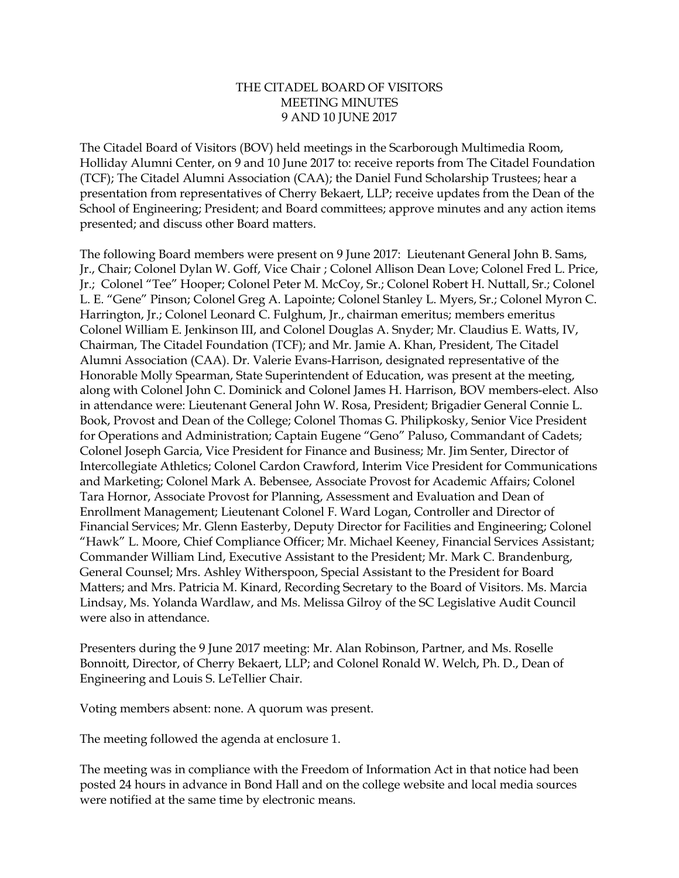# THE CITADEL BOARD OF VISITORS
# MEETING MINUTES
# 9 AND 10 JUNE 2017

The Citadel Board of Visitors (BOV) held meetings in the Scarborough Multimedia Room, Holliday Alumni Center, on 9 and 10 June 2017 to: receive reports from The Citadel Foundation (TCF); The Citadel Alumni Association (CAA); the Daniel Fund Scholarship Trustees; hear a presentation from representatives of Cherry Bekaert, LLP; receive updates from the Dean of the School of Engineering; President; and Board committees; approve minutes and any action items presented; and discuss other Board matters.

The following Board members were present on 9 June 2017: Lieutenant General John B. Sams, Jr., Chair; Colonel Dylan W. Goff, Vice Chair ; Colonel Allison Dean Love; Colonel Fred L. Price, Jr.; Colonel "Tee" Hooper; Colonel Peter M. McCoy, Sr.; Colonel Robert H. Nuttall, Sr.; Colonel L. E. "Gene" Pinson; Colonel Greg A. Lapointe; Colonel Stanley L. Myers, Sr.; Colonel Myron C. Harrington, Jr.; Colonel Leonard C. Fulghum, Jr., chairman emeritus; members emeritus Colonel William E. Jenkinson III, and Colonel Douglas A. Snyder; Mr. Claudius E. Watts, IV, Chairman, The Citadel Foundation (TCF); and Mr. Jamie A. Khan, President, The Citadel Alumni Association (CAA). Dr. Valerie Evans-Harrison, designated representative of the Honorable Molly Spearman, State Superintendent of Education, was present at the meeting, along with Colonel John C. Dominick and Colonel James H. Harrison, BOV members-elect. Also in attendance were: Lieutenant General John W. Rosa, President; Brigadier General Connie L. Book, Provost and Dean of the College; Colonel Thomas G. Philipkosky, Senior Vice President for Operations and Administration; Captain Eugene "Geno" Paluso, Commandant of Cadets; Colonel Joseph Garcia, Vice President for Finance and Business; Mr. Jim Senter, Director of Intercollegiate Athletics; Colonel Cardon Crawford, Interim Vice President for Communications and Marketing; Colonel Mark A. Bebensee, Associate Provost for Academic Affairs; Colonel Tara Hornor, Associate Provost for Planning, Assessment and Evaluation and Dean of Enrollment Management; Lieutenant Colonel F. Ward Logan, Controller and Director of Financial Services; Mr. Glenn Easterby, Deputy Director for Facilities and Engineering; Colonel "Hawk" L. Moore, Chief Compliance Officer; Mr. Michael Keeney, Financial Services Assistant; Commander William Lind, Executive Assistant to the President; Mr. Mark C. Brandenburg, General Counsel; Mrs. Ashley Witherspoon, Special Assistant to the President for Board Matters; and Mrs. Patricia M. Kinard, Recording Secretary to the Board of Visitors. Ms. Marcia Lindsay, Ms. Yolanda Wardlaw, and Ms. Melissa Gilroy of the SC Legislative Audit Council were also in attendance.

Presenters during the 9 June 2017 meeting: Mr. Alan Robinson, Partner, and Ms. Roselle Bonnoitt, Director, of Cherry Bekaert, LLP; and Colonel Ronald W. Welch, Ph. D., Dean of Engineering and Louis S. LeTellier Chair.

Voting members absent: none. A quorum was present.

The meeting followed the agenda at enclosure 1.

The meeting was in compliance with the Freedom of Information Act in that notice had been posted 24 hours in advance in Bond Hall and on the college website and local media sources were notified at the same time by electronic means.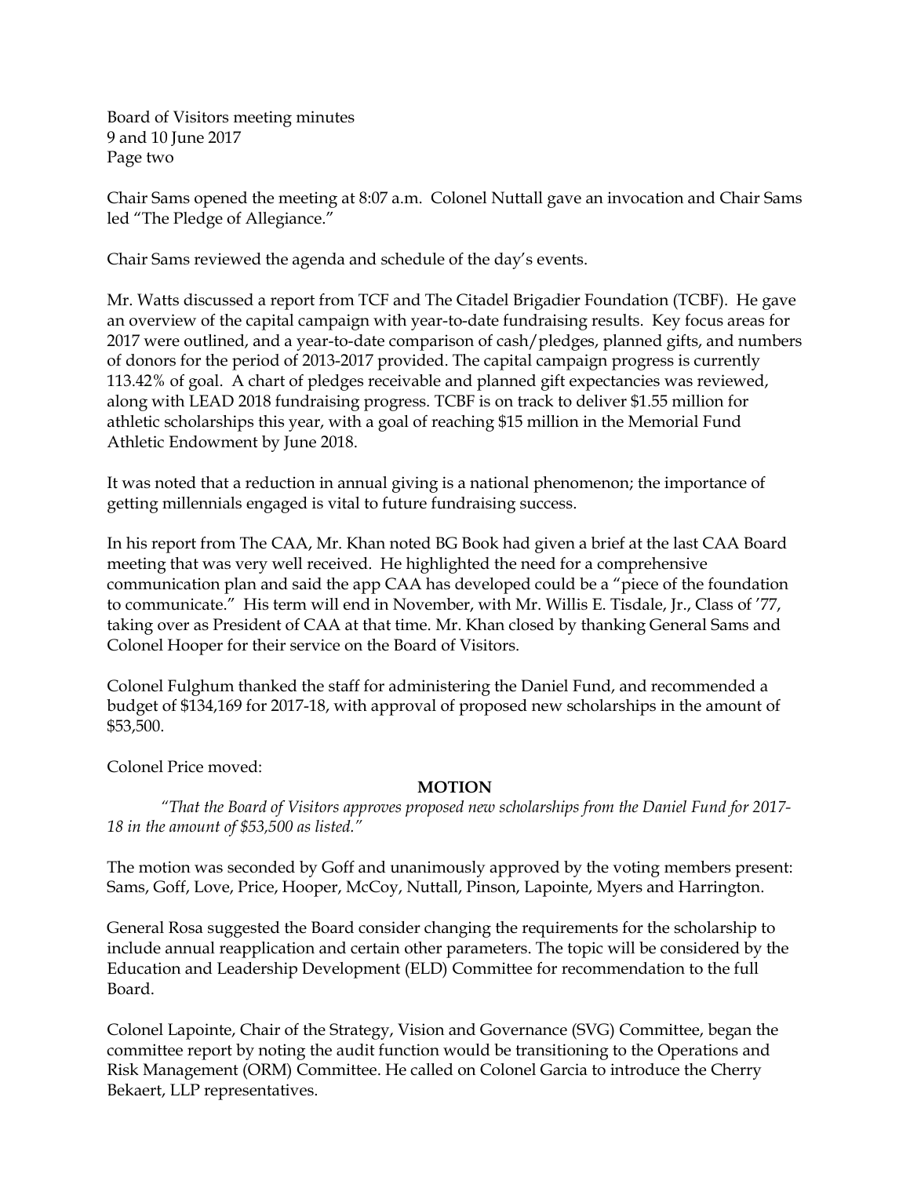Chair Sams opened the meeting at 8:07 a.m. Colonel Nuttall gave an invocation and Chair Sams led "The Pledge of Allegiance."

Chair Sams reviewed the agenda and schedule of the day's events.

Mr. Watts discussed a report from TCF and The Citadel Brigadier Foundation (TCBF). He gave an overview of the capital campaign with year-to-date fundraising results. Key focus areas for 2017 were outlined, and a year-to-date comparison of cash/pledges, planned gifts, and numbers of donors for the period of 2013-2017 provided. The capital campaign progress is currently 113.42% of goal. A chart of pledges receivable and planned gift expectancies was reviewed, along with LEAD 2018 fundraising progress. TCBF is on track to deliver $1.55 million for athletic scholarships this year, with a goal of reaching $15 million in the Memorial Fund Athletic Endowment by June 2018.

It was noted that a reduction in annual giving is a national phenomenon; the importance of getting millennials engaged is vital to future fundraising success.

In his report from The CAA, Mr. Khan noted BG Book had given a brief at the last CAA Board meeting that was very well received. He highlighted the need for a comprehensive communication plan and said the app CAA has developed could be a "piece of the foundation to communicate." His term will end in November, with Mr. Willis E. Tisdale, Jr., Class of '77, taking over as President of CAA at that time. Mr. Khan closed by thanking General Sams and Colonel Hooper for their service on the Board of Visitors.

Colonel Fulghum thanked the staff for administering the Daniel Fund, and recommended a budget of $134,169 for 2017-18, with approval of proposed new scholarships in the amount of $53,500.

Colonel Price moved:

**MOTION**

*"That the Board of Visitors approves proposed new scholarships from the Daniel Fund for 2017-18 in the amount of $53,500 as listed."*

The motion was seconded by Goff and unanimously approved by the voting members present: Sams, Goff, Love, Price, Hooper, McCoy, Nuttall, Pinson, Lapointe, Myers and Harrington.

General Rosa suggested the Board consider changing the requirements for the scholarship to include annual reapplication and certain other parameters. The topic will be considered by the Education and Leadership Development (ELD) Committee for recommendation to the full Board.

Colonel Lapointe, Chair of the Strategy, Vision and Governance (SVG) Committee, began the committee report by noting the audit function would be transitioning to the Operations and Risk Management (ORM) Committee. He called on Colonel Garcia to introduce the Cherry Bekaert, LLP representatives.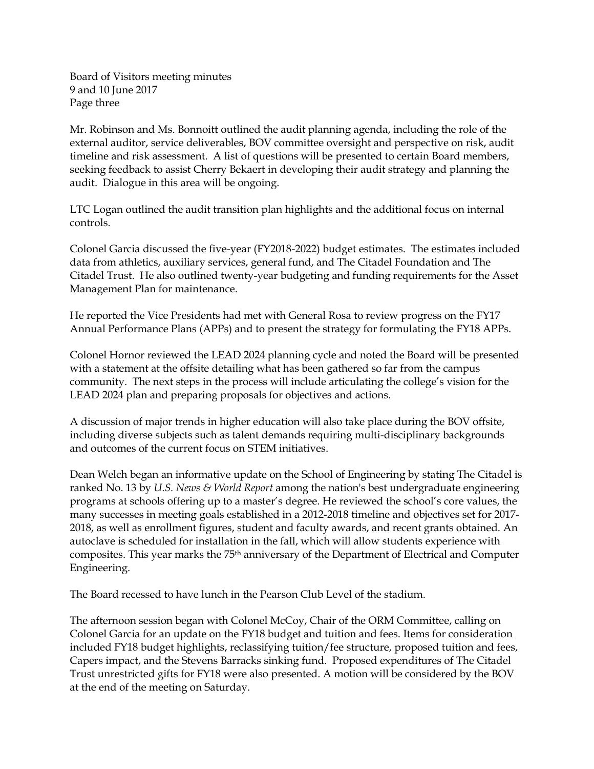Mr. Robinson and Ms. Bonnoitt outlined the audit planning agenda, including the role of the external auditor, service deliverables, BOV committee oversight and perspective on risk, audit timeline and risk assessment. A list of questions will be presented to certain Board members, seeking feedback to assist Cherry Bekaert in developing their audit strategy and planning the audit. Dialogue in this area will be ongoing.

LTC Logan outlined the audit transition plan highlights and the additional focus on internal controls.

Colonel Garcia discussed the five-year (FY2018-2022) budget estimates. The estimates included data from athletics, auxiliary services, general fund, and The Citadel Foundation and The Citadel Trust. He also outlined twenty-year budgeting and funding requirements for the Asset Management Plan for maintenance.

He reported the Vice Presidents had met with General Rosa to review progress on the FY17 Annual Performance Plans (APPs) and to present the strategy for formulating the FY18 APPs.

Colonel Hornor reviewed the LEAD 2024 planning cycle and noted the Board will be presented with a statement at the offsite detailing what has been gathered so far from the campus community. The next steps in the process will include articulating the college's vision for the LEAD 2024 plan and preparing proposals for objectives and actions.

A discussion of major trends in higher education will also take place during the BOV offsite, including diverse subjects such as talent demands requiring multi-disciplinary backgrounds and outcomes of the current focus on STEM initiatives.

Dean Welch began an informative update on the School of Engineering by stating The Citadel is ranked No. 13 by *U.S. News & World Report* among the nation's best undergraduate engineering programs at schools offering up to a master's degree. He reviewed the school's core values, the many successes in meeting goals established in a 2012-2018 timeline and objectives set for 2017-2018, as well as enrollment figures, student and faculty awards, and recent grants obtained. An autoclave is scheduled for installation in the fall, which will allow students experience with composites. This year marks the 75th anniversary of the Department of Electrical and Computer Engineering.

The Board recessed to have lunch in the Pearson Club Level of the stadium.

The afternoon session began with Colonel McCoy, Chair of the ORM Committee, calling on Colonel Garcia for an update on the FY18 budget and tuition and fees. Items for consideration included FY18 budget highlights, reclassifying tuition/fee structure, proposed tuition and fees, Capers impact, and the Stevens Barracks sinking fund. Proposed expenditures of The Citadel Trust unrestricted gifts for FY18 were also presented. A motion will be considered by the BOV at the end of the meeting on Saturday.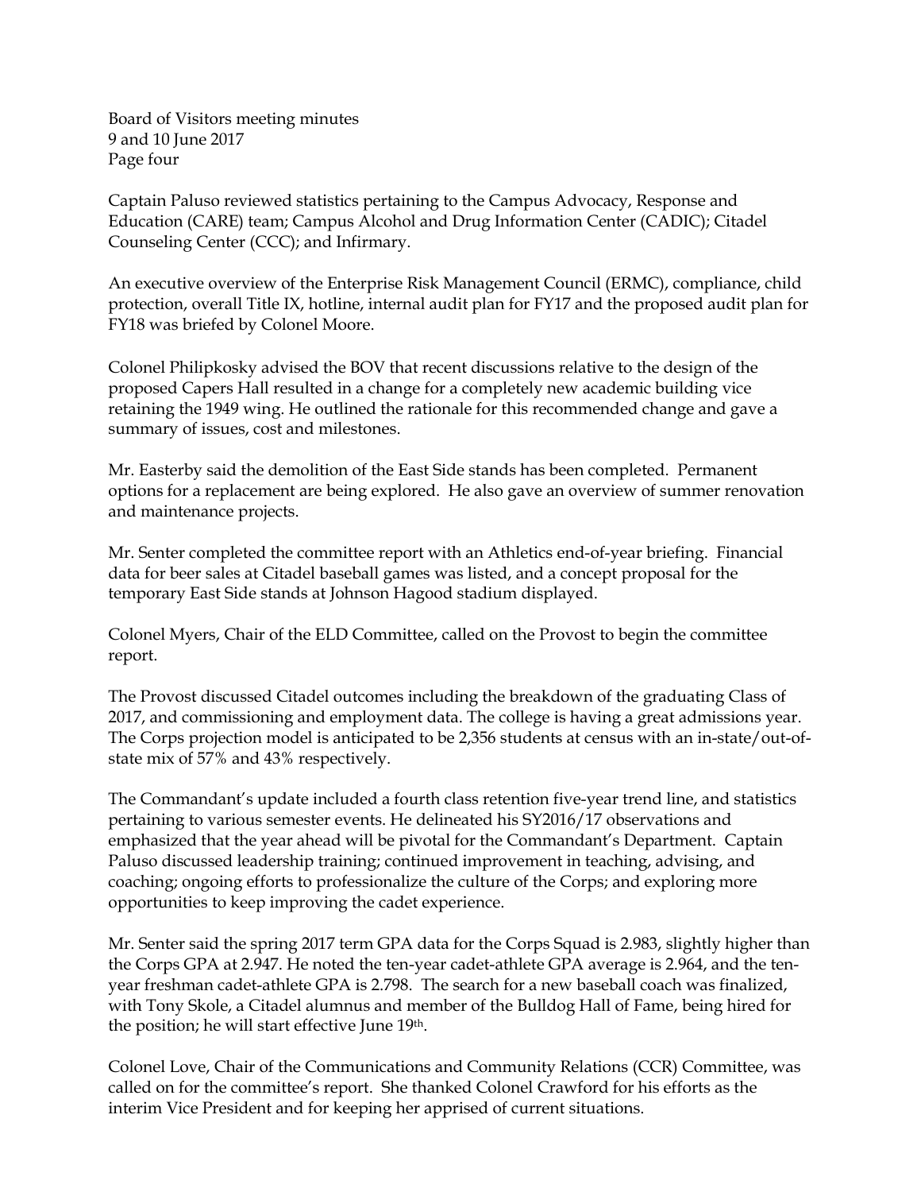Captain Paluso reviewed statistics pertaining to the Campus Advocacy, Response and Education (CARE) team; Campus Alcohol and Drug Information Center (CADIC); Citadel Counseling Center (CCC); and Infirmary.

An executive overview of the Enterprise Risk Management Council (ERMC), compliance, child protection, overall Title IX, hotline, internal audit plan for FY17 and the proposed audit plan for FY18 was briefed by Colonel Moore.

Colonel Philipkosky advised the BOV that recent discussions relative to the design of the proposed Capers Hall resulted in a change for a completely new academic building vice retaining the 1949 wing. He outlined the rationale for this recommended change and gave a summary of issues, cost and milestones.

Mr. Easterby said the demolition of the East Side stands has been completed. Permanent options for a replacement are being explored. He also gave an overview of summer renovation and maintenance projects.

Mr. Senter completed the committee report with an Athletics end-of-year briefing. Financial data for beer sales at Citadel baseball games was listed, and a concept proposal for the temporary East Side stands at Johnson Hagood stadium displayed.

Colonel Myers, Chair of the ELD Committee, called on the Provost to begin the committee report.

The Provost discussed Citadel outcomes including the breakdown of the graduating Class of 2017, and commissioning and employment data. The college is having a great admissions year. The Corps projection model is anticipated to be 2,356 students at census with an in-state/out-of-state mix of 57% and 43% respectively.

The Commandant's update included a fourth class retention five-year trend line, and statistics pertaining to various semester events. He delineated his SY2016/17 observations and emphasized that the year ahead will be pivotal for the Commandant's Department. Captain Paluso discussed leadership training; continued improvement in teaching, advising, and coaching; ongoing efforts to professionalize the culture of the Corps; and exploring more opportunities to keep improving the cadet experience.

Mr. Senter said the spring 2017 term GPA data for the Corps Squad is 2.983, slightly higher than the Corps GPA at 2.947. He noted the ten-year cadet-athlete GPA average is 2.964, and the ten-year freshman cadet-athlete GPA is 2.798. The search for a new baseball coach was finalized, with Tony Skole, a Citadel alumnus and member of the Bulldog Hall of Fame, being hired for the position; he will start effective June 19th.

Colonel Love, Chair of the Communications and Community Relations (CCR) Committee, was called on for the committee's report. She thanked Colonel Crawford for his efforts as the interim Vice President and for keeping her apprised of current situations.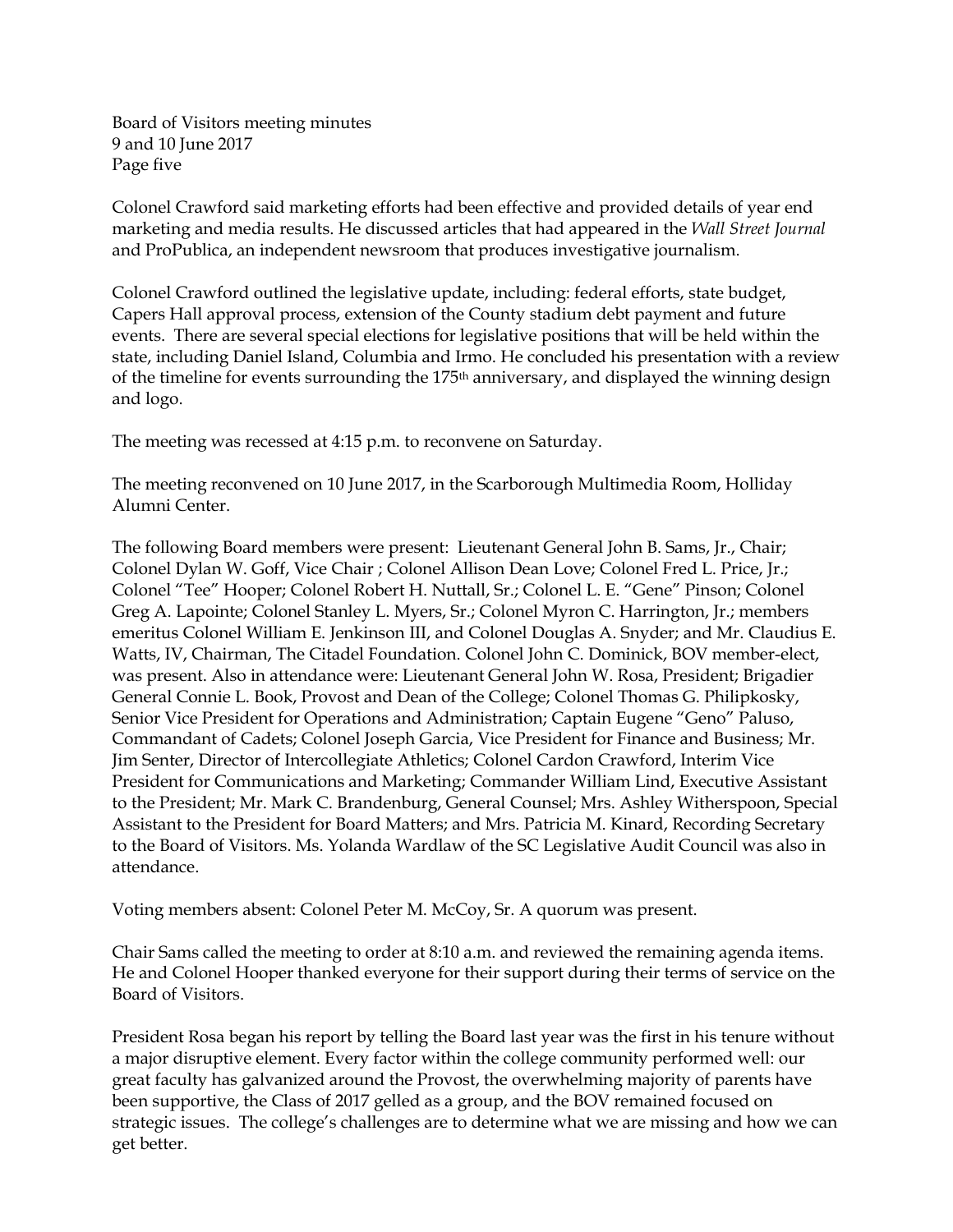Colonel Crawford said marketing efforts had been effective and provided details of year end marketing and media results. He discussed articles that had appeared in the *Wall Street Journal* and ProPublica, an independent newsroom that produces investigative journalism.

Colonel Crawford outlined the legislative update, including: federal efforts, state budget, Capers Hall approval process, extension of the County stadium debt payment and future events. There are several special elections for legislative positions that will be held within the state, including Daniel Island, Columbia and Irmo. He concluded his presentation with a review of the timeline for events surrounding the 175th anniversary, and displayed the winning design and logo.

The meeting was recessed at 4:15 p.m. to reconvene on Saturday.

The meeting reconvened on 10 June 2017, in the Scarborough Multimedia Room, Holliday Alumni Center.

The following Board members were present: Lieutenant General John B. Sams, Jr., Chair; Colonel Dylan W. Goff, Vice Chair ; Colonel Allison Dean Love; Colonel Fred L. Price, Jr.; Colonel "Tee" Hooper; Colonel Robert H. Nuttall, Sr.; Colonel L. E. "Gene" Pinson; Colonel Greg A. Lapointe; Colonel Stanley L. Myers, Sr.; Colonel Myron C. Harrington, Jr.; members emeritus Colonel William E. Jenkinson III, and Colonel Douglas A. Snyder; and Mr. Claudius E. Watts, IV, Chairman, The Citadel Foundation. Colonel John C. Dominick, BOV member-elect, was present. Also in attendance were: Lieutenant General John W. Rosa, President; Brigadier General Connie L. Book, Provost and Dean of the College; Colonel Thomas G. Philipkosky, Senior Vice President for Operations and Administration; Captain Eugene "Geno" Paluso, Commandant of Cadets; Colonel Joseph Garcia, Vice President for Finance and Business; Mr. Jim Senter, Director of Intercollegiate Athletics; Colonel Cardon Crawford, Interim Vice President for Communications and Marketing; Commander William Lind, Executive Assistant to the President; Mr. Mark C. Brandenburg, General Counsel; Mrs. Ashley Witherspoon, Special Assistant to the President for Board Matters; and Mrs. Patricia M. Kinard, Recording Secretary to the Board of Visitors. Ms. Yolanda Wardlaw of the SC Legislative Audit Council was also in attendance.

Voting members absent: Colonel Peter M. McCoy, Sr. A quorum was present.

Chair Sams called the meeting to order at 8:10 a.m. and reviewed the remaining agenda items. He and Colonel Hooper thanked everyone for their support during their terms of service on the Board of Visitors.

President Rosa began his report by telling the Board last year was the first in his tenure without a major disruptive element. Every factor within the college community performed well: our great faculty has galvanized around the Provost, the overwhelming majority of parents have been supportive, the Class of 2017 gelled as a group, and the BOV remained focused on strategic issues. The college's challenges are to determine what we are missing and how we can get better.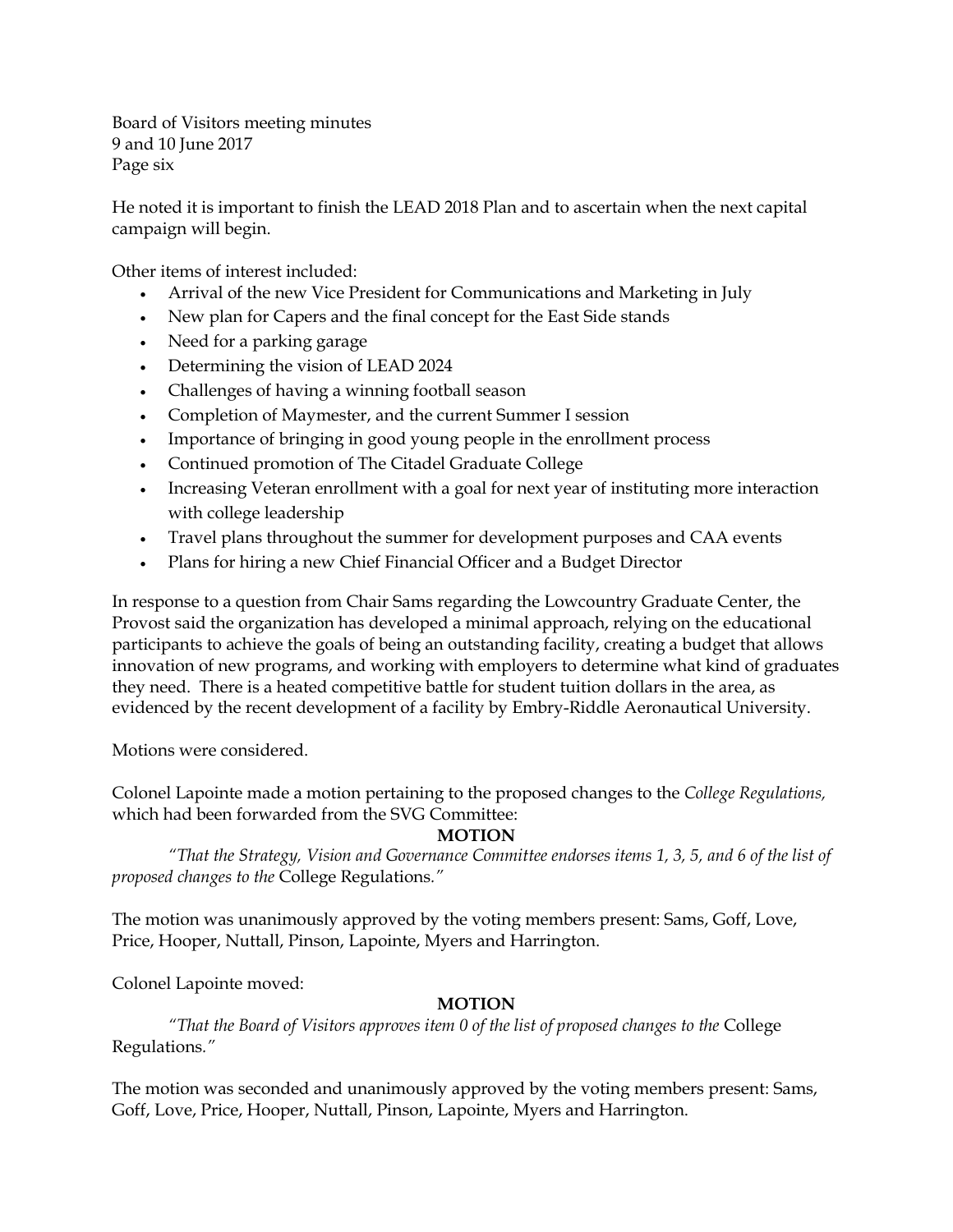He noted it is important to finish the LEAD 2018 Plan and to ascertain when the next capital campaign will begin.

Other items of interest included:

- Arrival of the new Vice President for Communications and Marketing in July
- New plan for Capers and the final concept for the East Side stands
- Need for a parking garage
- Determining the vision of LEAD 2024
- Challenges of having a winning football season
- Completion of Maymester, and the current Summer I session
- Importance of bringing in good young people in the enrollment process
- Continued promotion of The Citadel Graduate College
- Increasing Veteran enrollment with a goal for next year of instituting more interaction with college leadership
- Travel plans throughout the summer for development purposes and CAA events
- Plans for hiring a new Chief Financial Officer and a Budget Director

In response to a question from Chair Sams regarding the Lowcountry Graduate Center, the Provost said the organization has developed a minimal approach, relying on the educational participants to achieve the goals of being an outstanding facility, creating a budget that allows innovation of new programs, and working with employers to determine what kind of graduates they need. There is a heated competitive battle for student tuition dollars in the area, as evidenced by the recent development of a facility by Embry-Riddle Aeronautical University.

Motions were considered.

Colonel Lapointe made a motion pertaining to the proposed changes to the *College Regulations,* which had been forwarded from the SVG Committee:

**MOTION**

*"That the Strategy, Vision and Governance Committee endorses items 1, 3, 5, and 6 of the list of proposed changes to the* College Regulations*."*

The motion was unanimously approved by the voting members present: Sams, Goff, Love, Price, Hooper, Nuttall, Pinson, Lapointe, Myers and Harrington.

Colonel Lapointe moved:

**MOTION**

*"That the Board of Visitors approves item 0 of the list of proposed changes to the* College Regulations*."*

The motion was seconded and unanimously approved by the voting members present: Sams, Goff, Love, Price, Hooper, Nuttall, Pinson, Lapointe, Myers and Harrington.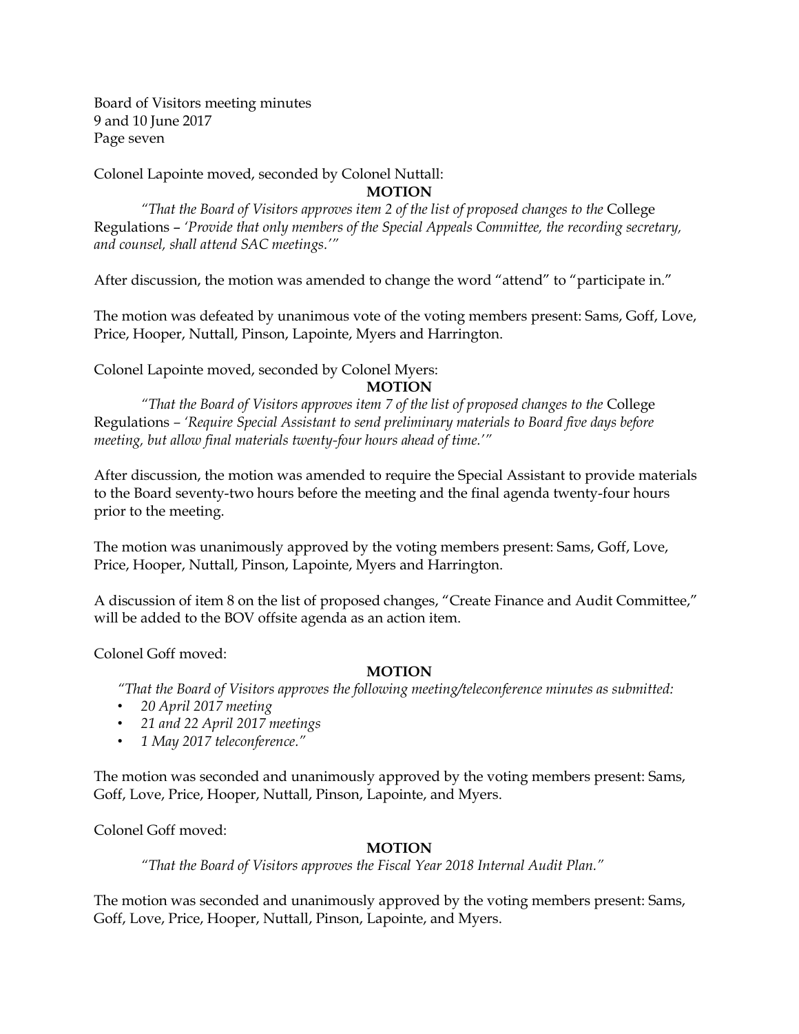Colonel Lapointe moved, seconded by Colonel Nuttall:

**MOTION**

*"That the Board of Visitors approves item 2 of the list of proposed changes to the* College Regulations *– 'Provide that only members of the Special Appeals Committee, the recording secretary, and counsel, shall attend SAC meetings.'"*

After discussion, the motion was amended to change the word "attend" to "participate in."

The motion was defeated by unanimous vote of the voting members present: Sams, Goff, Love, Price, Hooper, Nuttall, Pinson, Lapointe, Myers and Harrington.

Colonel Lapointe moved, seconded by Colonel Myers:

**MOTION**

*"That the Board of Visitors approves item 7 of the list of proposed changes to the* College Regulations *– 'Require Special Assistant to send preliminary materials to Board five days before meeting, but allow final materials twenty-four hours ahead of time.'"*

After discussion, the motion was amended to require the Special Assistant to provide materials to the Board seventy-two hours before the meeting and the final agenda twenty-four hours prior to the meeting.

The motion was unanimously approved by the voting members present: Sams, Goff, Love, Price, Hooper, Nuttall, Pinson, Lapointe, Myers and Harrington.

A discussion of item 8 on the list of proposed changes, "Create Finance and Audit Committee," will be added to the BOV offsite agenda as an action item.

Colonel Goff moved:

**MOTION**

*"That the Board of Visitors approves the following meeting/teleconference minutes as submitted:*

- *20 April 2017 meeting*
- *21 and 22 April 2017 meetings*
- *1 May 2017 teleconference."*

The motion was seconded and unanimously approved by the voting members present: Sams, Goff, Love, Price, Hooper, Nuttall, Pinson, Lapointe, and Myers.

Colonel Goff moved:

**MOTION**

*"That the Board of Visitors approves the Fiscal Year 2018 Internal Audit Plan."*

The motion was seconded and unanimously approved by the voting members present: Sams, Goff, Love, Price, Hooper, Nuttall, Pinson, Lapointe, and Myers.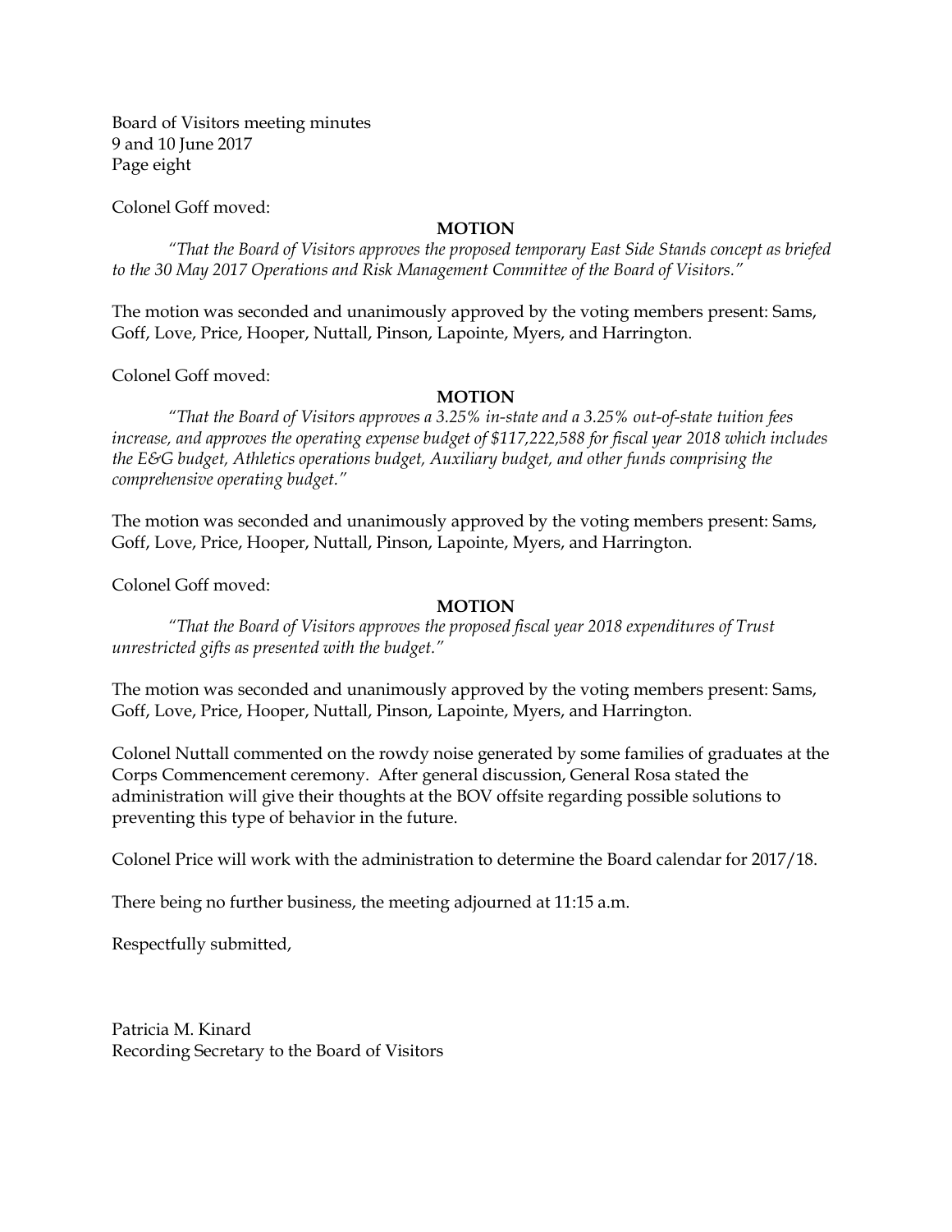Colonel Goff moved:

**MOTION**

*"That the Board of Visitors approves the proposed temporary East Side Stands concept as briefed to the 30 May 2017 Operations and Risk Management Committee of the Board of Visitors."*

The motion was seconded and unanimously approved by the voting members present: Sams, Goff, Love, Price, Hooper, Nuttall, Pinson, Lapointe, Myers, and Harrington.

Colonel Goff moved:

**MOTION**

*"That the Board of Visitors approves a 3.25% in-state and a 3.25% out-of-state tuition fees increase, and approves the operating expense budget of $117,222,588 for fiscal year 2018 which includes the E&G budget, Athletics operations budget, Auxiliary budget, and other funds comprising the comprehensive operating budget."*

The motion was seconded and unanimously approved by the voting members present: Sams, Goff, Love, Price, Hooper, Nuttall, Pinson, Lapointe, Myers, and Harrington.

Colonel Goff moved:

**MOTION**

*"That the Board of Visitors approves the proposed fiscal year 2018 expenditures of Trust unrestricted gifts as presented with the budget."*

The motion was seconded and unanimously approved by the voting members present: Sams, Goff, Love, Price, Hooper, Nuttall, Pinson, Lapointe, Myers, and Harrington.

Colonel Nuttall commented on the rowdy noise generated by some families of graduates at the Corps Commencement ceremony. After general discussion, General Rosa stated the administration will give their thoughts at the BOV offsite regarding possible solutions to preventing this type of behavior in the future.

Colonel Price will work with the administration to determine the Board calendar for 2017/18.

There being no further business, the meeting adjourned at 11:15 a.m.

Respectfully submitted,

Patricia M. Kinard
Recording Secretary to the Board of Visitors